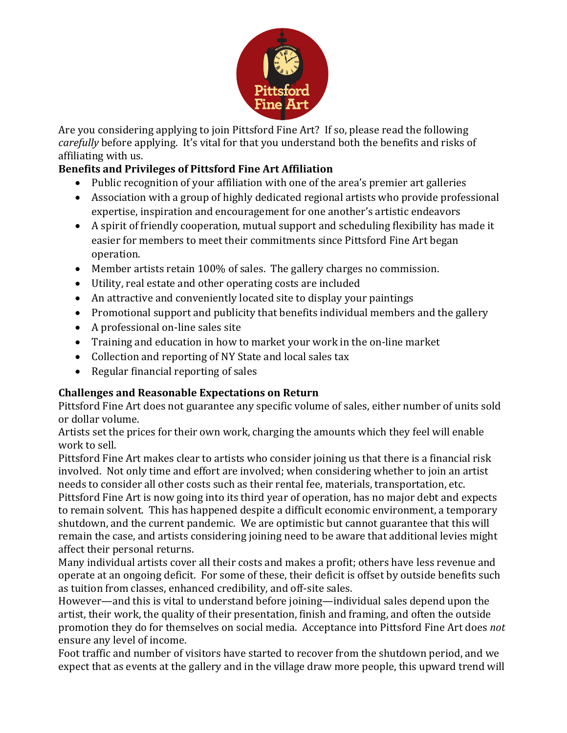Are you considering applying to join Pittsford Fine Art? If so, please read the following *carefully* before applying. It's vital for that you understand both the benefits and risks of affiliating with us.

**Benefits and Privileges of Pittsford Fine Art Affiliation**

- Public recognition of your affiliation with one of the area's premier art galleries
- Association with a group of highly dedicated regional artists who provide professional expertise, inspiration and encouragement for one another's artistic endeavors
- A spirit of friendly cooperation, mutual support and scheduling flexibility has made it easier for members to meet their commitments since Pittsford Fine Art began operation.
- Member artists retain 100% of sales. The gallery charges no commission.
- Utility, real estate and other operating costs are included
- An attractive and conveniently located site to display your paintings
- Promotional support and publicity that benefits individual members and the gallery
- A professional on-line sales site
- Training and education in how to market your work in the on-line market
- Collection and reporting of NY State and local sales tax
- Regular financial reporting of sales

**Challenges and Reasonable Expectations on Return**

Pittsford Fine Art does not guarantee any specific volume of sales, either number of units sold or dollar volume.

Artists set the prices for their own work, charging the amounts which they feel will enable work to sell.

Pittsford Fine Art makes clear to artists who consider joining us that there is a financial risk involved. Not only time and effort are involved; when considering whether to join an artist needs to consider all other costs such as their rental fee, materials, transportation, etc.

Pittsford Fine Art is now going into its third year of operation, has no major debt and expects to remain solvent. This has happened despite a difficult economic environment, a temporary shutdown, and the current pandemic. We are optimistic but cannot guarantee that this will remain the case, and artists considering joining need to be aware that additional levies might affect their personal returns.

Many individual artists cover all their costs and makes a profit; others have less revenue and operate at an ongoing deficit. For some of these, their deficit is offset by outside benefits such as tuition from classes, enhanced credibility, and off-site sales.

However—and this is vital to understand before joining—individual sales depend upon the artist, their work, the quality of their presentation, finish and framing, and often the outside promotion they do for themselves on social media. Acceptance into Pittsford Fine Art does *not* ensure any level of income.

Foot traffic and number of visitors have started to recover from the shutdown period, and we expect that as events at the gallery and in the village draw more people, this upward trend will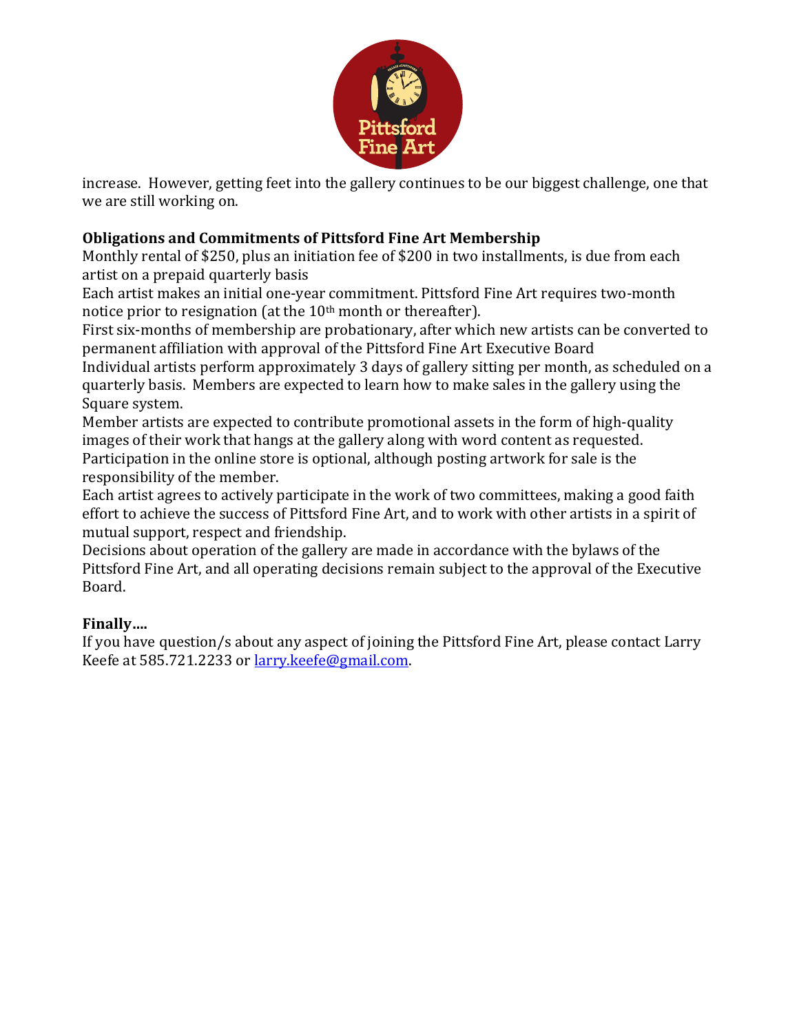increase. However, getting feet into the gallery continues to be our biggest challenge, one that we are still working on.

**Obligations and Commitments of Pittsford Fine Art Membership**

Monthly rental of $250, plus an initiation fee of $200 in two installments, is due from each artist on a prepaid quarterly basis

Each artist makes an initial one-year commitment. Pittsford Fine Art requires two-month notice prior to resignation (at the 10th month or thereafter).

First six-months of membership are probationary, after which new artists can be converted to permanent affiliation with approval of the Pittsford Fine Art Executive Board

Individual artists perform approximately 3 days of gallery sitting per month, as scheduled on a quarterly basis. Members are expected to learn how to make sales in the gallery using the Square system.

Member artists are expected to contribute promotional assets in the form of high-quality images of their work that hangs at the gallery along with word content as requested.

Participation in the online store is optional, although posting artwork for sale is the responsibility of the member.

Each artist agrees to actively participate in the work of two committees, making a good faith effort to achieve the success of Pittsford Fine Art, and to work with other artists in a spirit of mutual support, respect and friendship.

Decisions about operation of the gallery are made in accordance with the bylaws of the Pittsford Fine Art, and all operating decisions remain subject to the approval of the Executive Board.

**Finally….**

If you have question/s about any aspect of joining the Pittsford Fine Art, please contact Larry Keefe at 585.721.2233 or larry.keefe@gmail.com.